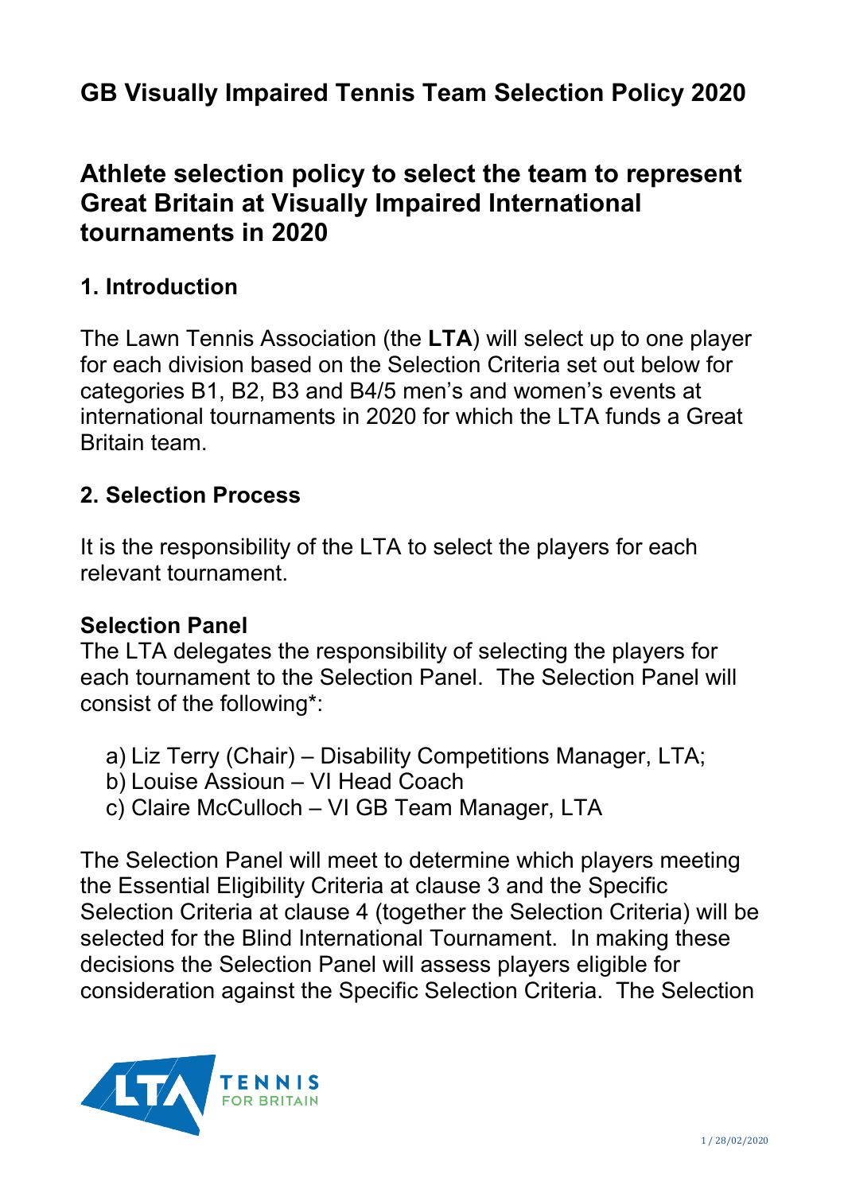# GB Visually Impaired Tennis Team Selection Policy 2020

## Athlete selection policy to select the team to represent Great Britain at Visually Impaired International tournaments in 2020

### 1. Introduction

The Lawn Tennis Association (the **LTA**) will select up to one player for each division based on the Selection Criteria set out below for categories B1, B2, B3 and B4/5 men's and women's events at international tournaments in 2020 for which the LTA funds a Great Britain team.

### 2. Selection Process

It is the responsibility of the LTA to select the players for each relevant tournament.

**Selection Panel**

The LTA delegates the responsibility of selecting the players for each tournament to the Selection Panel. The Selection Panel will consist of the following*:

a) Liz Terry (Chair) – Disability Competitions Manager, LTA;
b) Louise Assioun – VI Head Coach
c) Claire McCulloch – VI GB Team Manager, LTA

The Selection Panel will meet to determine which players meeting the Essential Eligibility Criteria at clause 3 and the Specific Selection Criteria at clause 4 (together the Selection Criteria) will be selected for the Blind International Tournament. In making these decisions the Selection Panel will assess players eligible for consideration against the Specific Selection Criteria. The Selection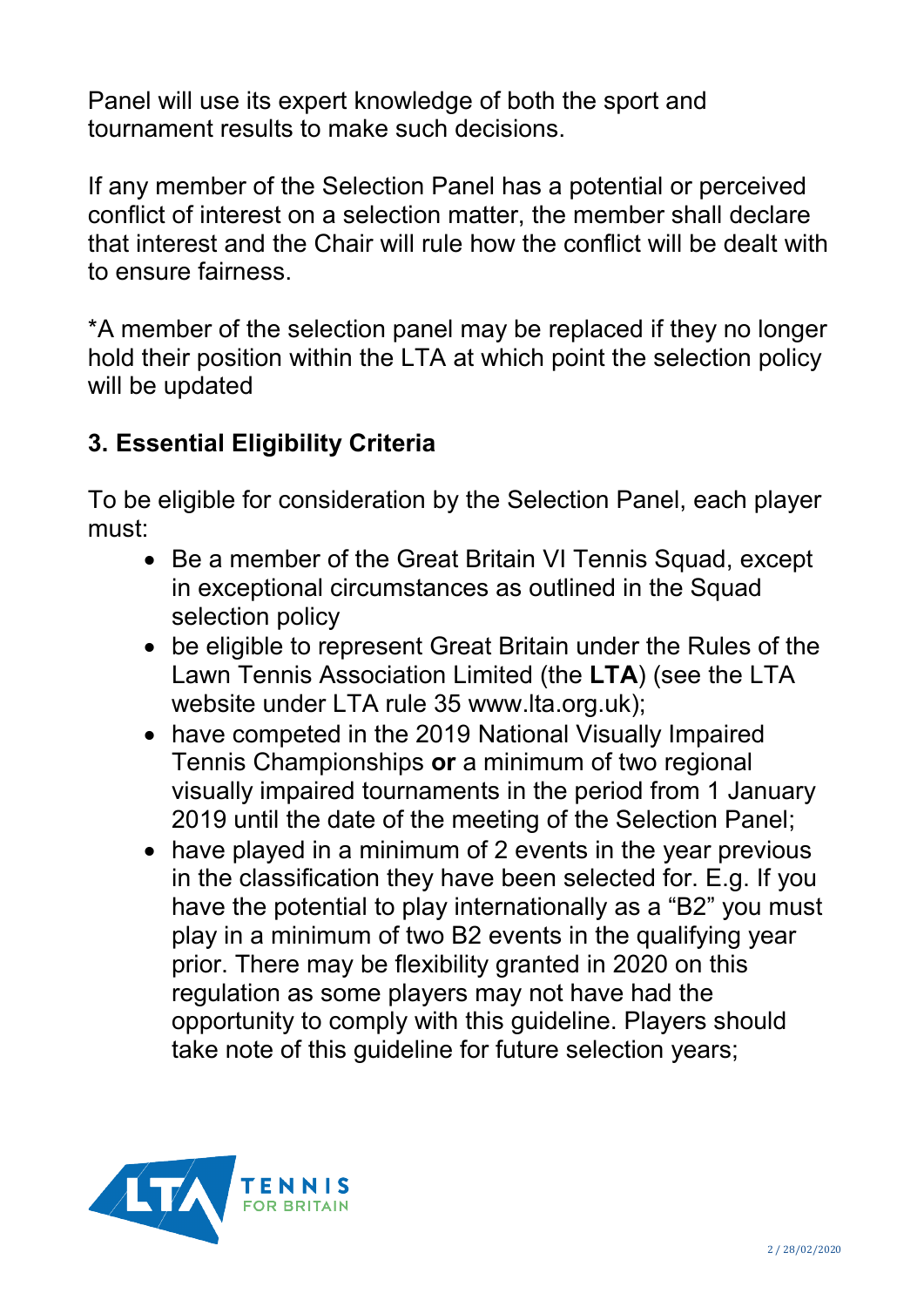Panel will use its expert knowledge of both the sport and tournament results to make such decisions.

If any member of the Selection Panel has a potential or perceived conflict of interest on a selection matter, the member shall declare that interest and the Chair will rule how the conflict will be dealt with to ensure fairness.

*A member of the selection panel may be replaced if they no longer hold their position within the LTA at which point the selection policy will be updated

## 3. Essential Eligibility Criteria

To be eligible for consideration by the Selection Panel, each player must:

- Be a member of the Great Britain VI Tennis Squad, except in exceptional circumstances as outlined in the Squad selection policy
- be eligible to represent Great Britain under the Rules of the Lawn Tennis Association Limited (the **LTA**) (see the LTA website under LTA rule 35 www.lta.org.uk);
- have competed in the 2019 National Visually Impaired Tennis Championships **or** a minimum of two regional visually impaired tournaments in the period from 1 January 2019 until the date of the meeting of the Selection Panel;
- have played in a minimum of 2 events in the year previous in the classification they have been selected for. E.g. If you have the potential to play internationally as a "B2" you must play in a minimum of two B2 events in the qualifying year prior. There may be flexibility granted in 2020 on this regulation as some players may not have had the opportunity to comply with this guideline. Players should take note of this guideline for future selection years;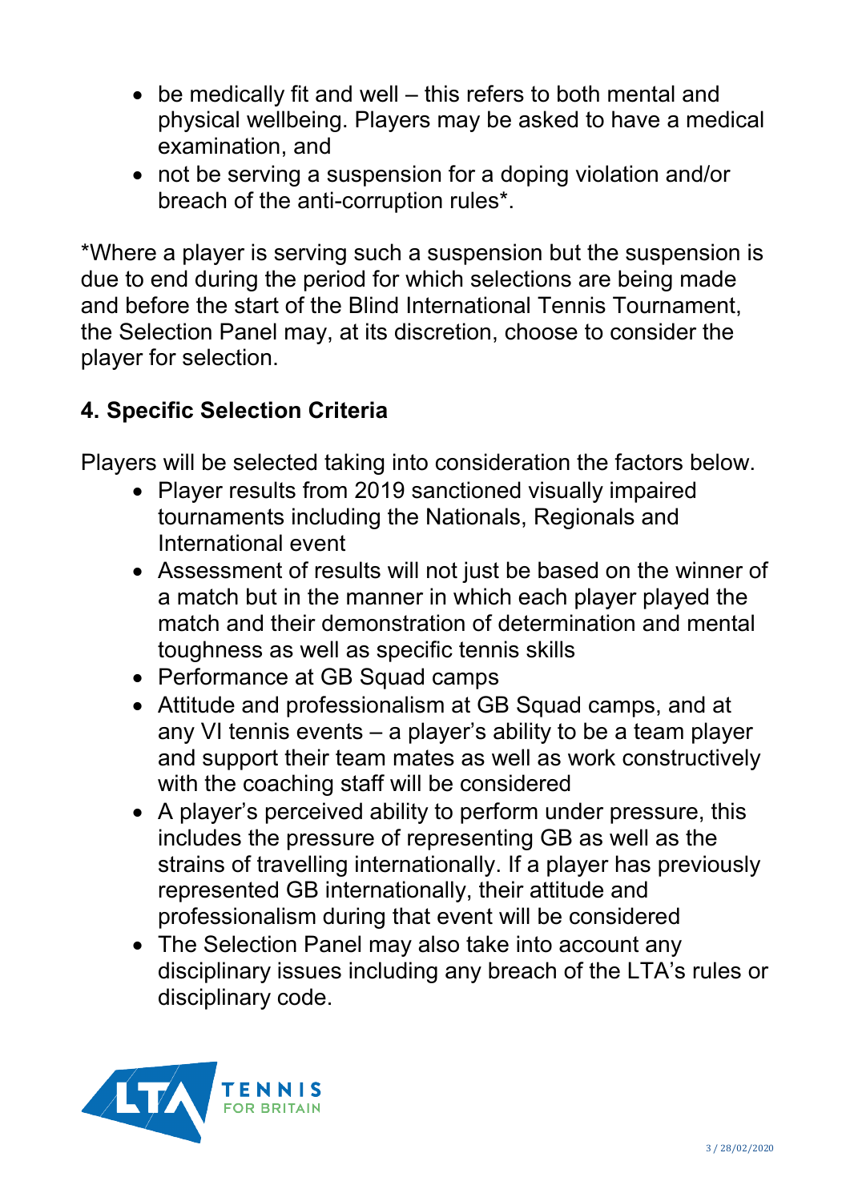- be medically fit and well – this refers to both mental and physical wellbeing. Players may be asked to have a medical examination, and
- not be serving a suspension for a doping violation and/or breach of the anti-corruption rules*.

*Where a player is serving such a suspension but the suspension is due to end during the period for which selections are being made and before the start of the Blind International Tennis Tournament, the Selection Panel may, at its discretion, choose to consider the player for selection.

## 4. Specific Selection Criteria

Players will be selected taking into consideration the factors below.

- Player results from 2019 sanctioned visually impaired tournaments including the Nationals, Regionals and International event
- Assessment of results will not just be based on the winner of a match but in the manner in which each player played the match and their demonstration of determination and mental toughness as well as specific tennis skills
- Performance at GB Squad camps
- Attitude and professionalism at GB Squad camps, and at any VI tennis events – a player's ability to be a team player and support their team mates as well as work constructively with the coaching staff will be considered
- A player's perceived ability to perform under pressure, this includes the pressure of representing GB as well as the strains of travelling internationally. If a player has previously represented GB internationally, their attitude and professionalism during that event will be considered
- The Selection Panel may also take into account any disciplinary issues including any breach of the LTA's rules or disciplinary code.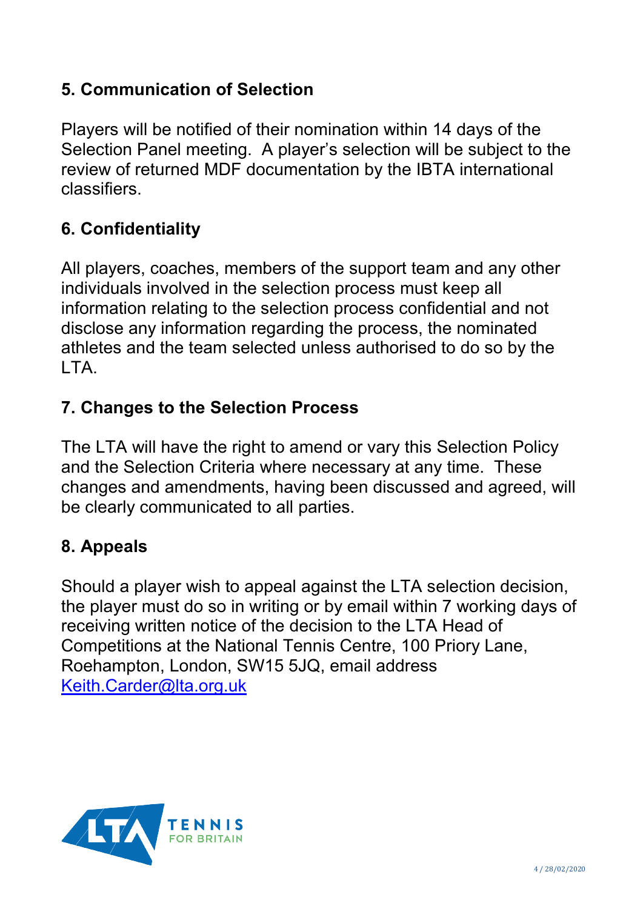## 5. Communication of Selection

Players will be notified of their nomination within 14 days of the Selection Panel meeting. A player's selection will be subject to the review of returned MDF documentation by the IBTA international classifiers.

## 6. Confidentiality

All players, coaches, members of the support team and any other individuals involved in the selection process must keep all information relating to the selection process confidential and not disclose any information regarding the process, the nominated athletes and the team selected unless authorised to do so by the LTA.

## 7. Changes to the Selection Process

The LTA will have the right to amend or vary this Selection Policy and the Selection Criteria where necessary at any time. These changes and amendments, having been discussed and agreed, will be clearly communicated to all parties.

## 8. Appeals

Should a player wish to appeal against the LTA selection decision, the player must do so in writing or by email within 7 working days of receiving written notice of the decision to the LTA Head of Competitions at the National Tennis Centre, 100 Priory Lane, Roehampton, London, SW15 5JQ, email address [Keith.Carder@lta.org.uk](mailto:Keith.Carder@lta.org.uk)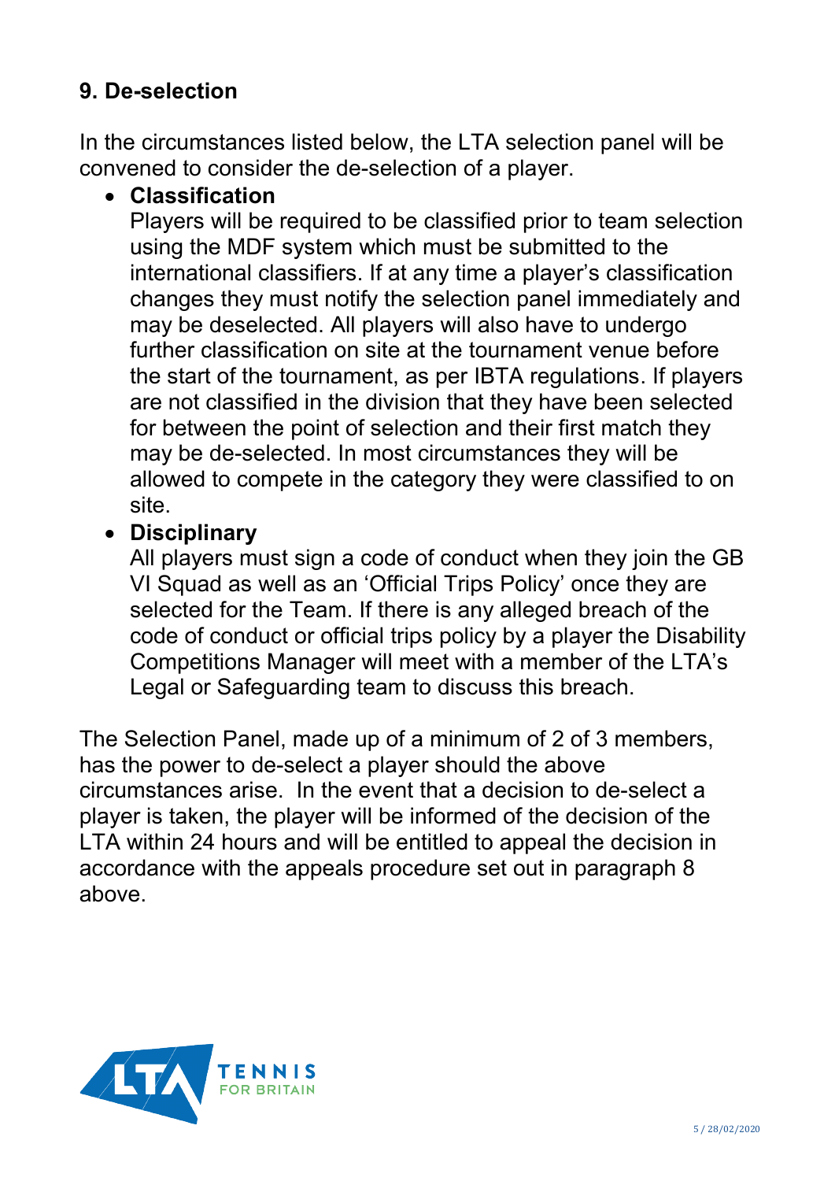## 9. De-selection

In the circumstances listed below, the LTA selection panel will be convened to consider the de-selection of a player.

- **Classification**
  Players will be required to be classified prior to team selection using the MDF system which must be submitted to the international classifiers. If at any time a player's classification changes they must notify the selection panel immediately and may be deselected. All players will also have to undergo further classification on site at the tournament venue before the start of the tournament, as per IBTA regulations. If players are not classified in the division that they have been selected for between the point of selection and their first match they may be de-selected. In most circumstances they will be allowed to compete in the category they were classified to on site.
- **Disciplinary**
  All players must sign a code of conduct when they join the GB VI Squad as well as an 'Official Trips Policy' once they are selected for the Team. If there is any alleged breach of the code of conduct or official trips policy by a player the Disability Competitions Manager will meet with a member of the LTA's Legal or Safeguarding team to discuss this breach.

The Selection Panel, made up of a minimum of 2 of 3 members, has the power to de-select a player should the above circumstances arise. In the event that a decision to de-select a player is taken, the player will be informed of the decision of the LTA within 24 hours and will be entitled to appeal the decision in accordance with the appeals procedure set out in paragraph 8 above.